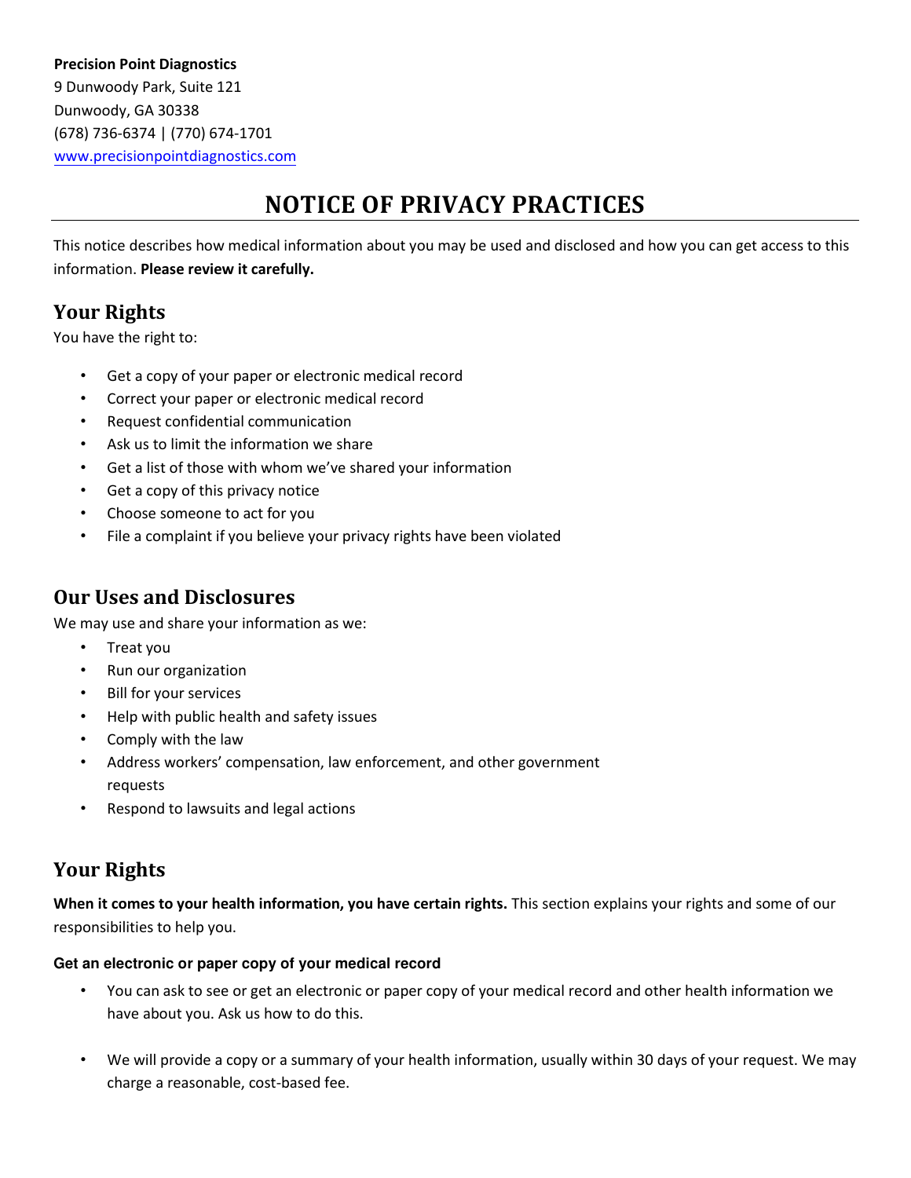**Precision Point Diagnostics**
9 Dunwoody Park, Suite 121
Dunwoody, GA 30338
(678) 736-6374 | (770) 674-1701
www.precisionpointdiagnostics.com

# NOTICE OF PRIVACY PRACTICES

This notice describes how medical information about you may be used and disclosed and how you can get access to this information. **Please review it carefully.**

## Your Rights

You have the right to:

- Get a copy of your paper or electronic medical record
- Correct your paper or electronic medical record
- Request confidential communication
- Ask us to limit the information we share
- Get a list of those with whom we've shared your information
- Get a copy of this privacy notice
- Choose someone to act for you
- File a complaint if you believe your privacy rights have been violated

## Our Uses and Disclosures

We may use and share your information as we:

- Treat you
- Run our organization
- Bill for your services
- Help with public health and safety issues
- Comply with the law
- Address workers' compensation, law enforcement, and other government requests
- Respond to lawsuits and legal actions

## Your Rights

**When it comes to your health information, you have certain rights.** This section explains your rights and some of our responsibilities to help you.

### Get an electronic or paper copy of your medical record

- You can ask to see or get an electronic or paper copy of your medical record and other health information we have about you. Ask us how to do this.

- We will provide a copy or a summary of your health information, usually within 30 days of your request. We may charge a reasonable, cost-based fee.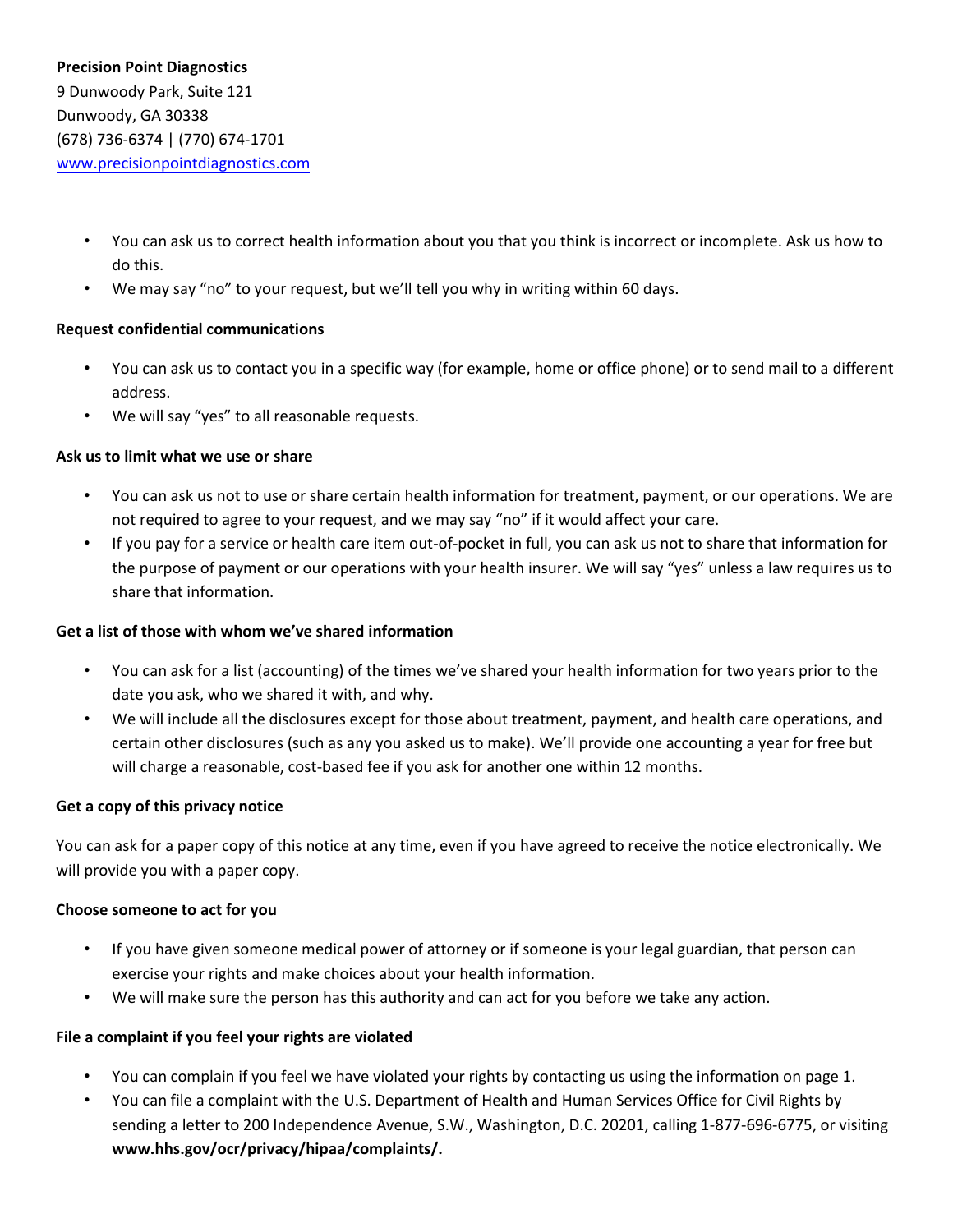**Precision Point Diagnostics**
9 Dunwoody Park, Suite 121
Dunwoody, GA 30338
(678) 736-6374 | (770) 674-1701
www.precisionpointdiagnostics.com

- You can ask us to correct health information about you that you think is incorrect or incomplete. Ask us how to do this.
- We may say "no" to your request, but we'll tell you why in writing within 60 days.

**Request confidential communications**

- You can ask us to contact you in a specific way (for example, home or office phone) or to send mail to a different address.
- We will say "yes" to all reasonable requests.

**Ask us to limit what we use or share**

- You can ask us not to use or share certain health information for treatment, payment, or our operations. We are not required to agree to your request, and we may say "no" if it would affect your care.
- If you pay for a service or health care item out-of-pocket in full, you can ask us not to share that information for the purpose of payment or our operations with your health insurer. We will say "yes" unless a law requires us to share that information.

**Get a list of those with whom we've shared information**

- You can ask for a list (accounting) of the times we've shared your health information for two years prior to the date you ask, who we shared it with, and why.
- We will include all the disclosures except for those about treatment, payment, and health care operations, and certain other disclosures (such as any you asked us to make). We'll provide one accounting a year for free but will charge a reasonable, cost-based fee if you ask for another one within 12 months.

**Get a copy of this privacy notice**

You can ask for a paper copy of this notice at any time, even if you have agreed to receive the notice electronically. We will provide you with a paper copy.

**Choose someone to act for you**

- If you have given someone medical power of attorney or if someone is your legal guardian, that person can exercise your rights and make choices about your health information.
- We will make sure the person has this authority and can act for you before we take any action.

**File a complaint if you feel your rights are violated**

- You can complain if you feel we have violated your rights by contacting us using the information on page 1.
- You can file a complaint with the U.S. Department of Health and Human Services Office for Civil Rights by sending a letter to 200 Independence Avenue, S.W., Washington, D.C. 20201, calling 1-877-696-6775, or visiting **www.hhs.gov/ocr/privacy/hipaa/complaints/.**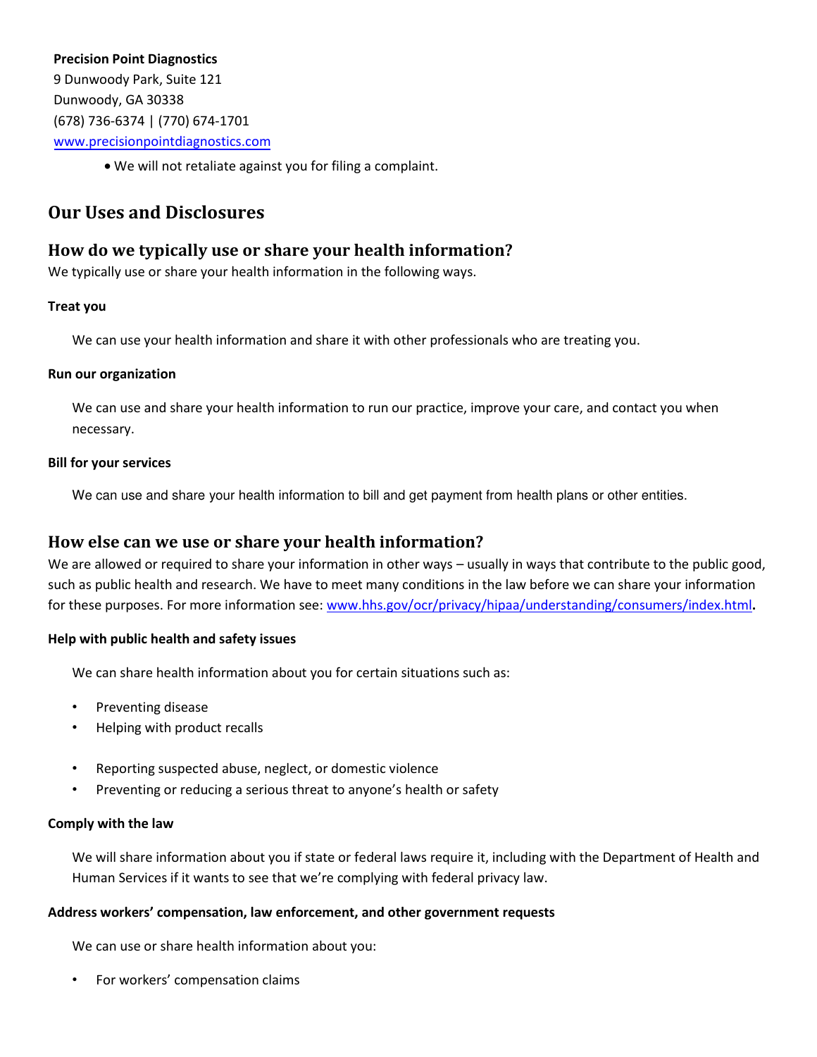**Precision Point Diagnostics**
9 Dunwoody Park, Suite 121
Dunwoody, GA 30338
(678) 736-6374 | (770) 674-1701
www.precisionpointdiagnostics.com

- We will not retaliate against you for filing a complaint.

## Our Uses and Disclosures

### How do we typically use or share your health information?

We typically use or share your health information in the following ways.

**Treat you**

We can use your health information and share it with other professionals who are treating you.

**Run our organization**

We can use and share your health information to run our practice, improve your care, and contact you when necessary.

**Bill for your services**

We can use and share your health information to bill and get payment from health plans or other entities.

### How else can we use or share your health information?

We are allowed or required to share your information in other ways – usually in ways that contribute to the public good, such as public health and research. We have to meet many conditions in the law before we can share your information for these purposes. For more information see: www.hhs.gov/ocr/privacy/hipaa/understanding/consumers/index.html**.**

**Help with public health and safety issues**

We can share health information about you for certain situations such as:

- Preventing disease
- Helping with product recalls
- Reporting suspected abuse, neglect, or domestic violence
- Preventing or reducing a serious threat to anyone's health or safety

**Comply with the law**

We will share information about you if state or federal laws require it, including with the Department of Health and Human Services if it wants to see that we're complying with federal privacy law.

**Address workers' compensation, law enforcement, and other government requests**

We can use or share health information about you:

- For workers' compensation claims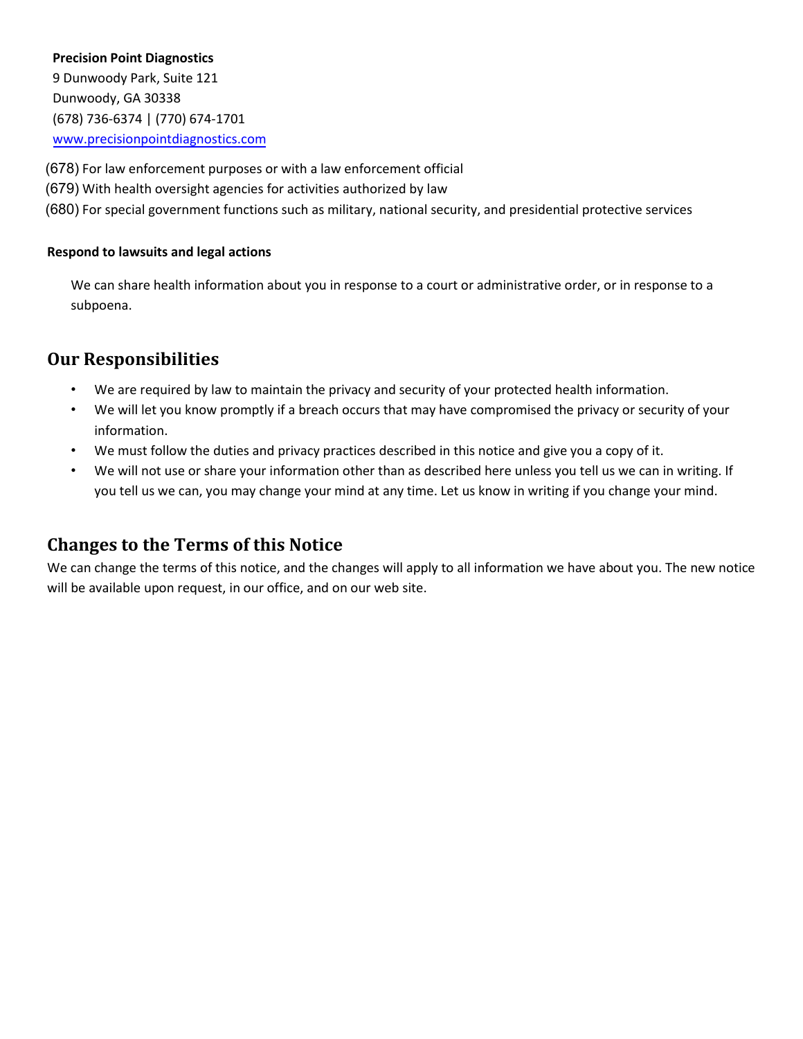(678) For law enforcement purposes or with a law enforcement official

(679) With health oversight agencies for activities authorized by law

(680) For special government functions such as military, national security, and presidential protective services

**Respond to lawsuits and legal actions**

We can share health information about you in response to a court or administrative order, or in response to a subpoena.

## Our Responsibilities

- We are required by law to maintain the privacy and security of your protected health information.
- We will let you know promptly if a breach occurs that may have compromised the privacy or security of your information.
- We must follow the duties and privacy practices described in this notice and give you a copy of it.
- We will not use or share your information other than as described here unless you tell us we can in writing. If you tell us we can, you may change your mind at any time. Let us know in writing if you change your mind.

## Changes to the Terms of this Notice

We can change the terms of this notice, and the changes will apply to all information we have about you. The new notice will be available upon request, in our office, and on our web site.